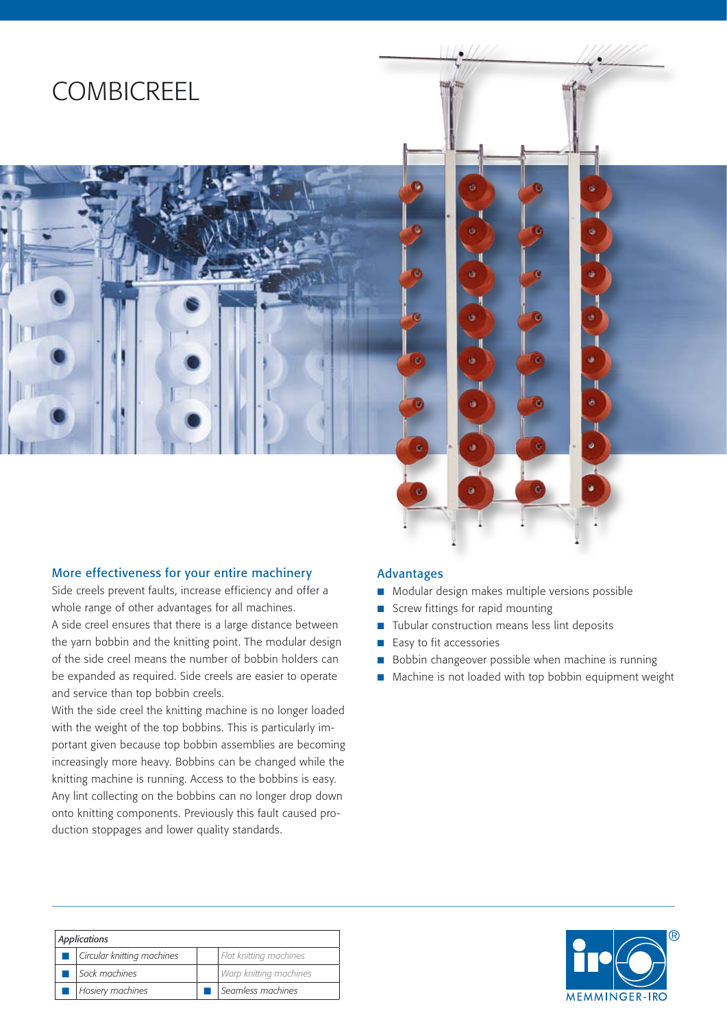# COMBICREEL

## More effectiveness for your entire machinery

Side creels prevent faults, increase efficiency and offer a whole range of other advantages for all machines.

A side creel ensures that there is a large distance between the yarn bobbin and the knitting point. The modular design of the side creel means the number of bobbin holders can be expanded as required. Side creels are easier to operate and service than top bobbin creels.

With the side creel the knitting machine is no longer loaded with the weight of the top bobbins. This is particularly important given because top bobbin assemblies are becoming increasingly more heavy. Bobbins can be changed while the knitting machine is running. Access to the bobbins is easy. Any lint collecting on the bobbins can no longer drop down onto knitting components. Previously this fault caused production stoppages and lower quality standards.

## Advantages

- Modular design makes multiple versions possible
- Screw fittings for rapid mounting
- Tubular construction means less lint deposits
- Easy to fit accessories
- Bobbin changeover possible when machine is running
- Machine is not loaded with top bobbin equipment weight

| *Applications* | | | |
|---|---|---|---|
| ■ | *Circular knitting machines* | | *Flat knitting machines* |
| ■ | *Sock machines* | | *Warp knitting machines* |
| ■ | *Hosiery machines* | ■ | *Seamless machines* |

MEMMINGER-IRO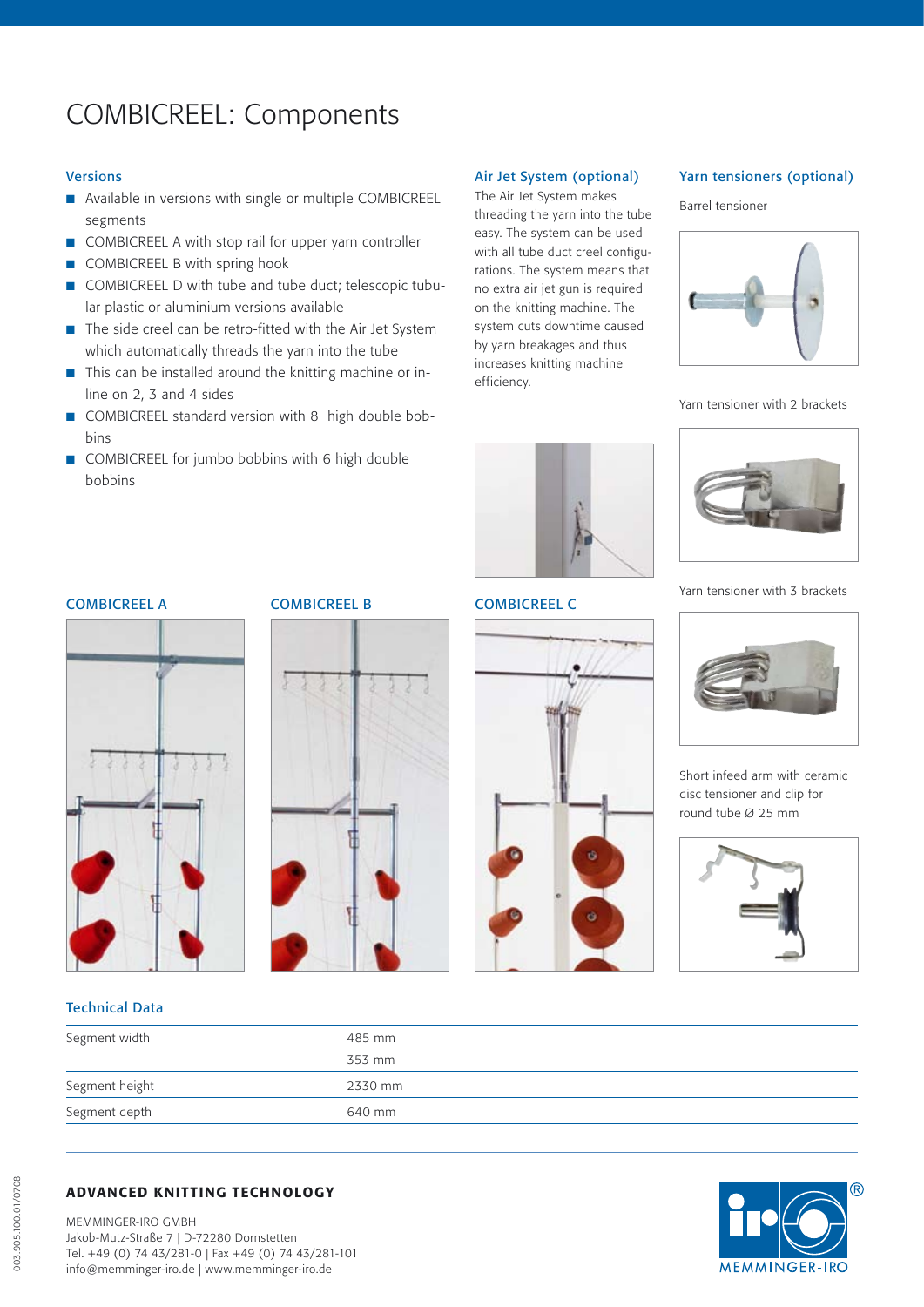# COMBICREEL: Components

## Versions

- Available in versions with single or multiple COMBICREEL segments
- COMBICREEL A with stop rail for upper yarn controller
- COMBICREEL B with spring hook
- COMBICREEL D with tube and tube duct; telescopic tubular plastic or aluminium versions available
- The side creel can be retro-fitted with the Air Jet System which automatically threads the yarn into the tube
- This can be installed around the knitting machine or in-line on 2, 3 and 4 sides
- COMBICREEL standard version with 8 high double bobbins
- COMBICREEL for jumbo bobbins with 6 high double bobbins

## Air Jet System (optional)

The Air Jet System makes threading the yarn into the tube easy. The system can be used with all tube duct creel configurations. The system means that no extra air jet gun is required on the knitting machine. The system cuts downtime caused by yarn breakages and thus increases knitting machine efficiency.

## Yarn tensioners (optional)

Barrel tensioner

Yarn tensioner with 2 brackets

Yarn tensioner with 3 brackets

Short infeed arm with ceramic disc tensioner and clip for round tube Ø 25 mm

## COMBICREEL A

## COMBICREEL B

## COMBICREEL C

## Technical Data

| | |
|---|---|
| Segment width | 485 mm |
| | 353 mm |
| Segment height | 2330 mm |
| Segment depth | 640 mm |

**ADVANCED KNITTING TECHNOLOGY**

MEMMINGER-IRO GMBH
Jakob-Mutz-Straße 7 | D-72280 Dornstetten
Tel. +49 (0) 74 43/281-0 | Fax +49 (0) 74 43/281-101
info@memminger-iro.de | www.memminger-iro.de

MEMMINGER-IRO

003.905.100.01/0708